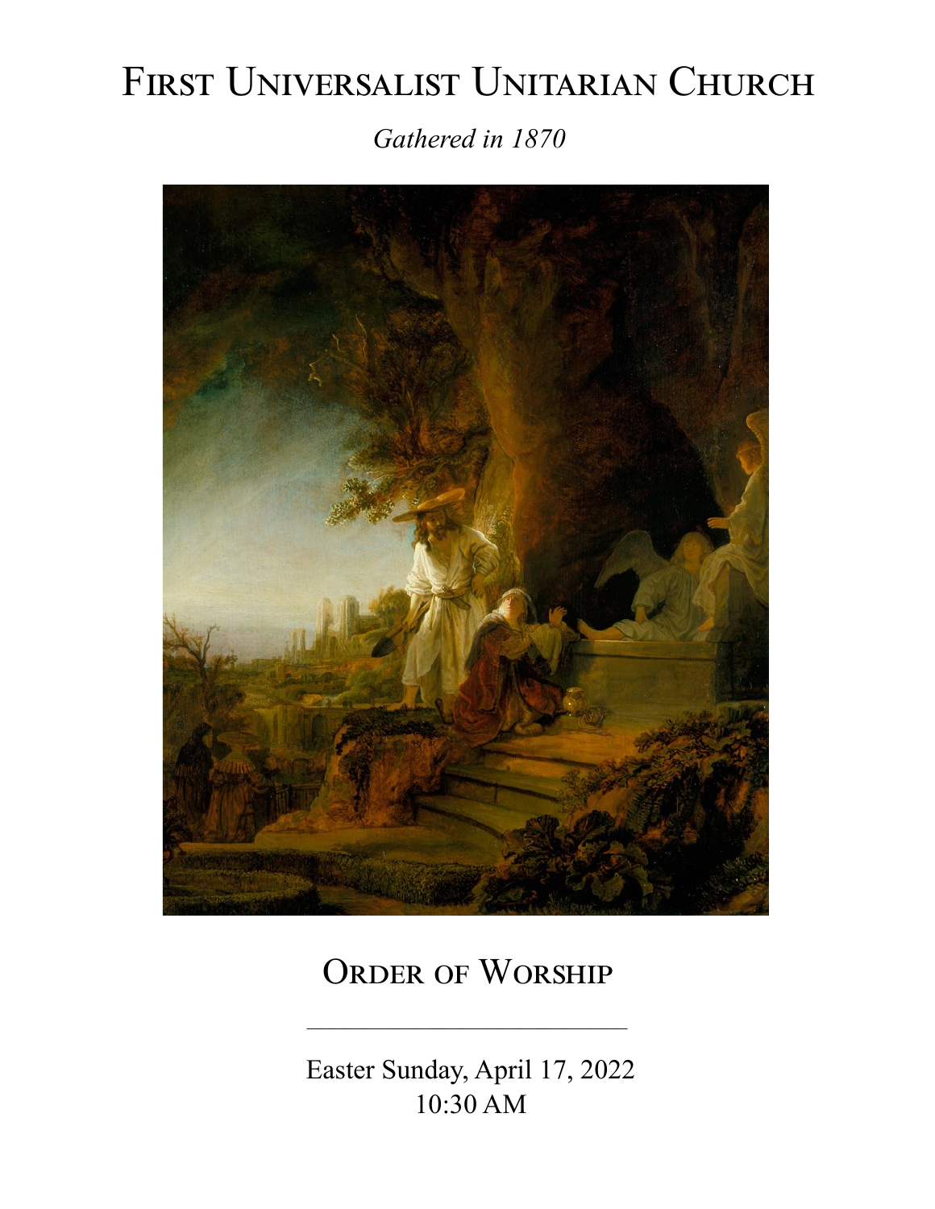# First Universalist Unitarian Church

*Gathered in 1870*

## Order of Worship

---

Easter Sunday, April 17, 2022
10:30 AM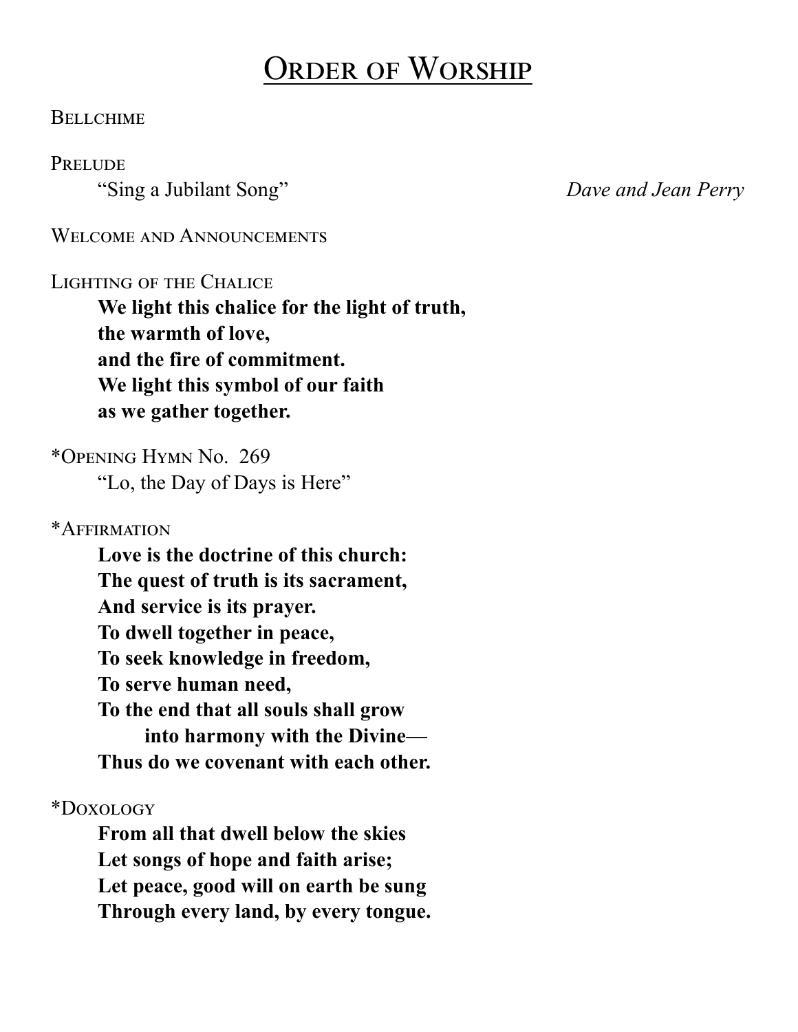# Order of Worship

Bellchime

Prelude

“Sing a Jubilant Song” *Dave and Jean Perry*

Welcome and Announcements

Lighting of the Chalice

**We light this chalice for the light of truth,**
**the warmth of love,**
**and the fire of commitment.**
**We light this symbol of our faith**
**as we gather together.**

*Opening Hymn No. 269

“Lo, the Day of Days is Here”

*Affirmation

**Love is the doctrine of this church:**
**The quest of truth is its sacrament,**
**And service is its prayer.**
**To dwell together in peace,**
**To seek knowledge in freedom,**
**To serve human need,**
**To the end that all souls shall grow**
**into harmony with the Divine—**
**Thus do we covenant with each other.**

*Doxology

**From all that dwell below the skies**
**Let songs of hope and faith arise;**
**Let peace, good will on earth be sung**
**Through every land, by every tongue.**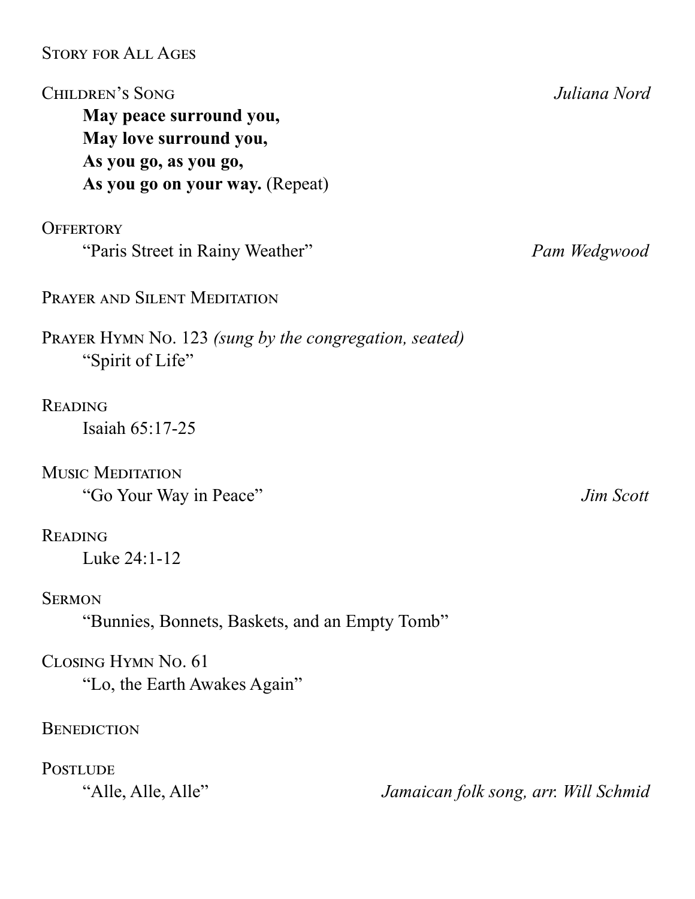Story for All Ages

Children's Song — *Juliana Nord*

**May peace surround you,**
**May love surround you,**
**As you go, as you go,**
**As you go on your way.** (Repeat)

Offertory

"Paris Street in Rainy Weather" — *Pam Wedgwood*

Prayer and Silent Meditation

Prayer Hymn No. 123 *(sung by the congregation, seated)*

"Spirit of Life"

Reading

Isaiah 65:17-25

Music Meditation

"Go Your Way in Peace" — *Jim Scott*

Reading

Luke 24:1-12

Sermon

"Bunnies, Bonnets, Baskets, and an Empty Tomb"

Closing Hymn No. 61

"Lo, the Earth Awakes Again"

Benediction

Postlude

"Alle, Alle, Alle" — *Jamaican folk song, arr. Will Schmid*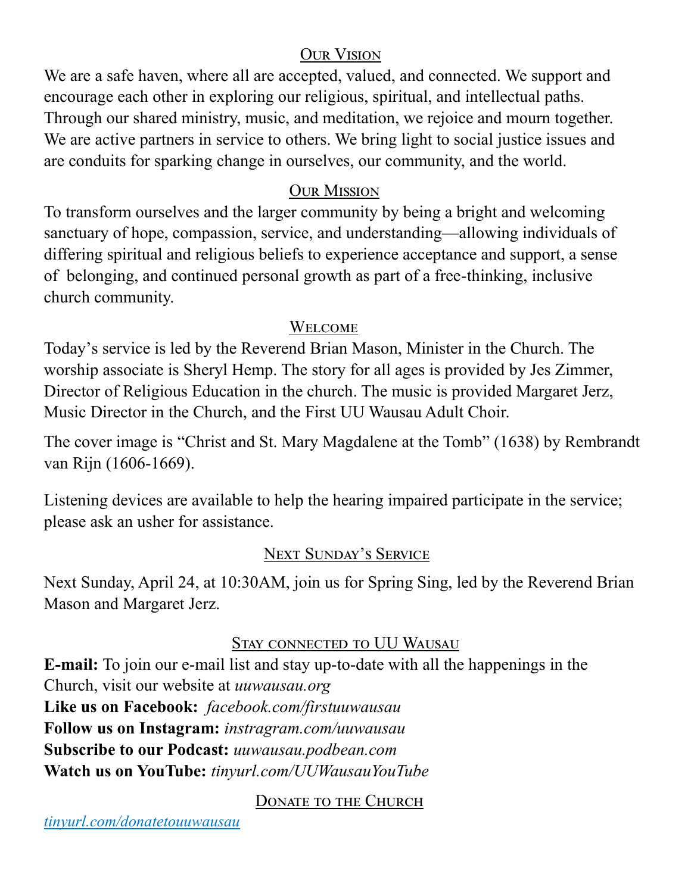## Our Vision

We are a safe haven, where all are accepted, valued, and connected. We support and encourage each other in exploring our religious, spiritual, and intellectual paths. Through our shared ministry, music, and meditation, we rejoice and mourn together. We are active partners in service to others. We bring light to social justice issues and are conduits for sparking change in ourselves, our community, and the world.

## Our Mission

To transform ourselves and the larger community by being a bright and welcoming sanctuary of hope, compassion, service, and understanding—allowing individuals of differing spiritual and religious beliefs to experience acceptance and support, a sense of belonging, and continued personal growth as part of a free-thinking, inclusive church community.

## Welcome

Today's service is led by the Reverend Brian Mason, Minister in the Church. The worship associate is Sheryl Hemp. The story for all ages is provided by Jes Zimmer, Director of Religious Education in the church. The music is provided Margaret Jerz, Music Director in the Church, and the First UU Wausau Adult Choir.

The cover image is "Christ and St. Mary Magdalene at the Tomb" (1638) by Rembrandt van Rijn (1606-1669).

Listening devices are available to help the hearing impaired participate in the service; please ask an usher for assistance.

## Next Sunday's Service

Next Sunday, April 24, at 10:30AM, join us for Spring Sing, led by the Reverend Brian Mason and Margaret Jerz.

## Stay connected to UU Wausau

**E-mail:** To join our e-mail list and stay up-to-date with all the happenings in the Church, visit our website at *uuwausau.org*
**Like us on Facebook:** *facebook.com/firstuuwausau*
**Follow us on Instagram:** *instragram.com/uuwausau*
**Subscribe to our Podcast:** *uuwausau.podbean.com*
**Watch us on YouTube:** *tinyurl.com/UUWausauYouTube*

## Donate to the Church

*tinyurl.com/donatetouuwausau*